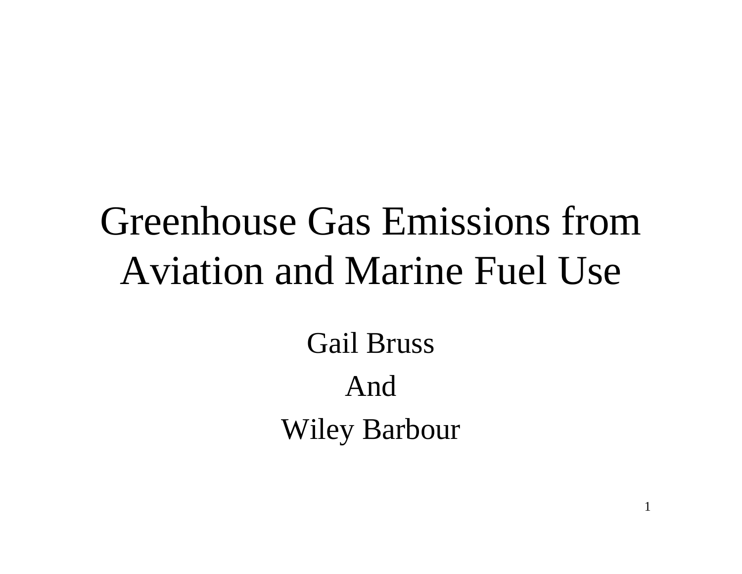# Greenhouse Gas Emissions from Aviation and Marine Fuel Use

Gail Bruss

And

Wiley Barbour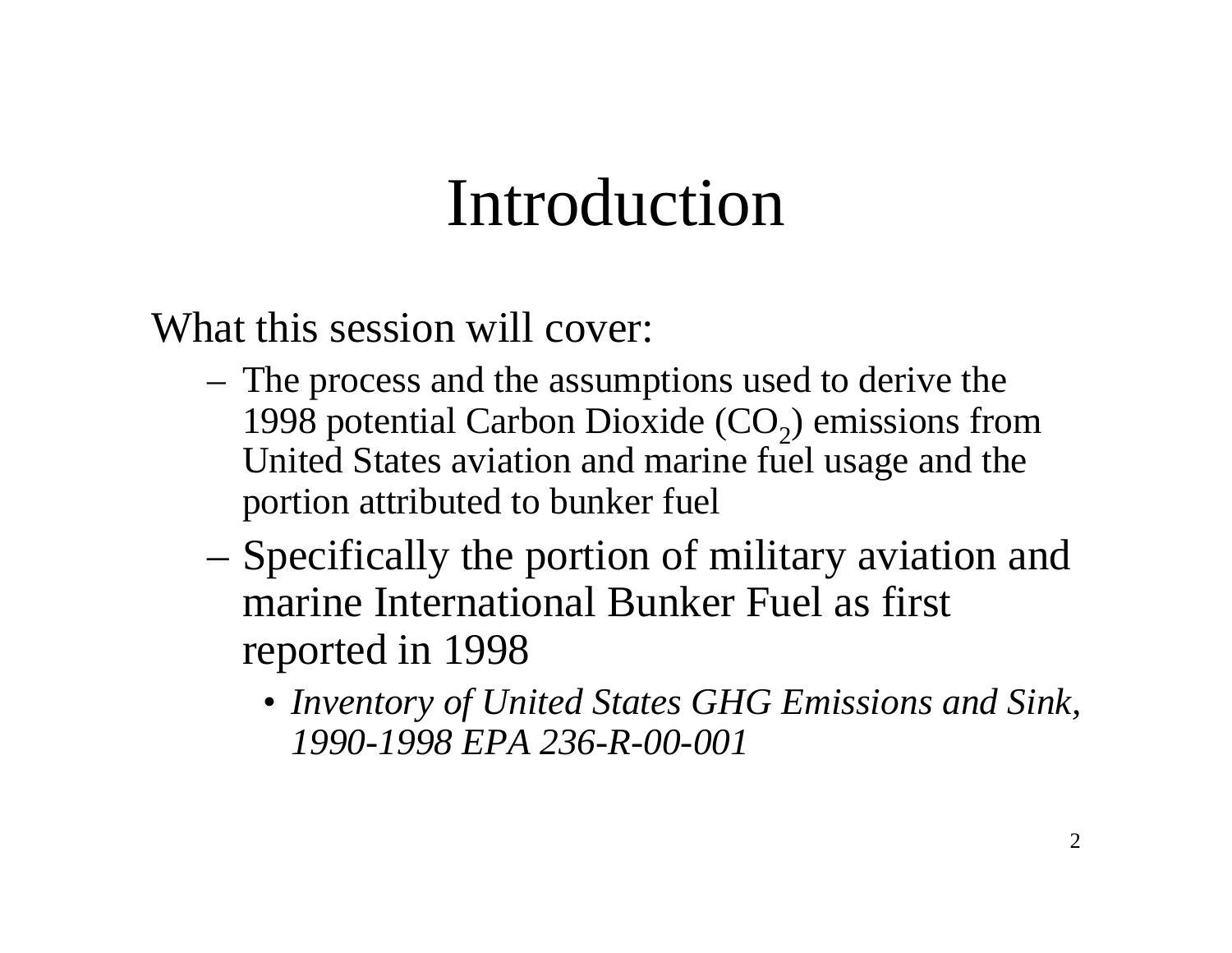# Introduction

What this session will cover:

- The process and the assumptions used to derive the 1998 potential Carbon Dioxide ($CO_2$) emissions from United States aviation and marine fuel usage and the portion attributed to bunker fuel
- Specifically the portion of military aviation and marine International Bunker Fuel as first reported in 1998
  - *Inventory of United States GHG Emissions and Sink, 1990-1998 EPA 236-R-00-001*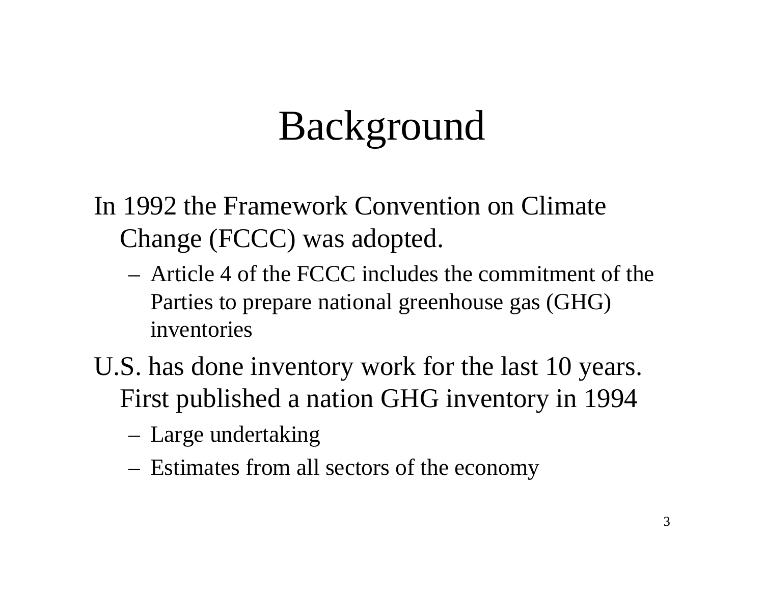# Background

- In 1992 the Framework Convention on Climate Change (FCCC) was adopted.
  - Article 4 of the FCCC includes the commitment of the Parties to prepare national greenhouse gas (GHG) inventories
- U.S. has done inventory work for the last 10 years. First published a nation GHG inventory in 1994
  - Large undertaking
  - Estimates from all sectors of the economy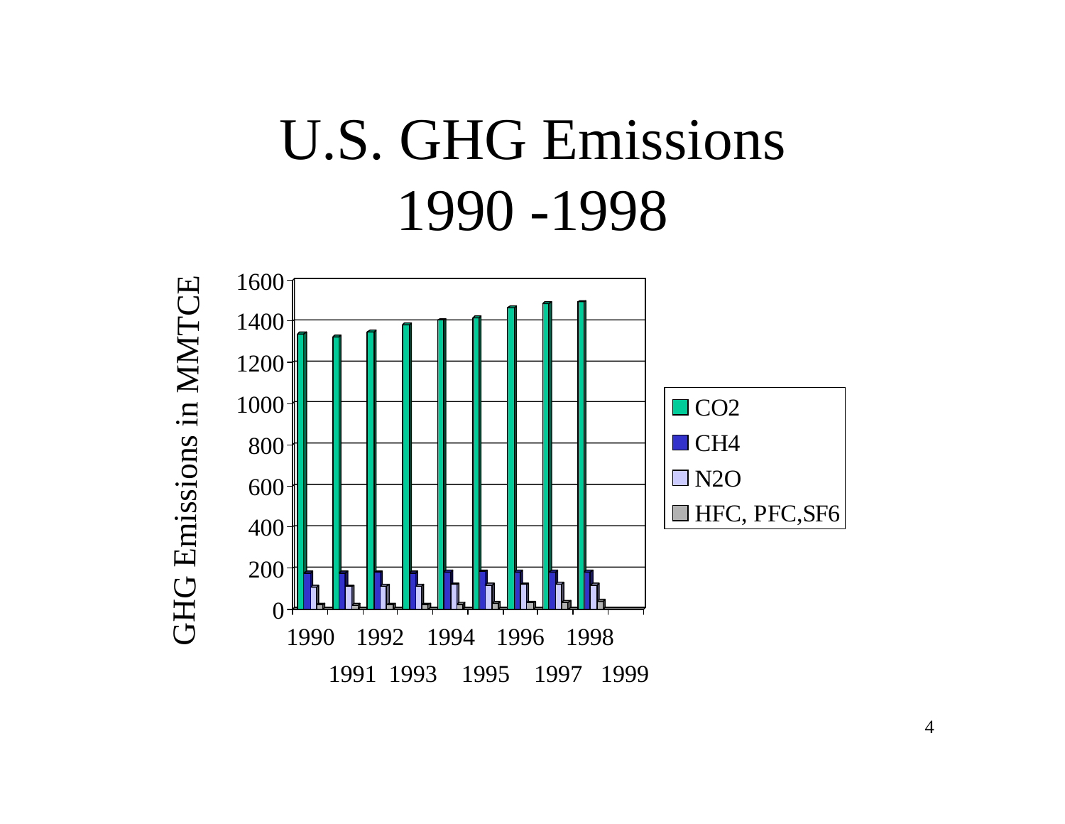# U.S. GHG Emissions 1990 -1998

GHG Emissions in MMTCE

1600
1400
1200
1000
800
600
400
200
0

1990 1992 1994 1996 1998
1991 1993 1995 1997 1999

- CO2
- CH4
- N2O
- HFC, PFC,SF6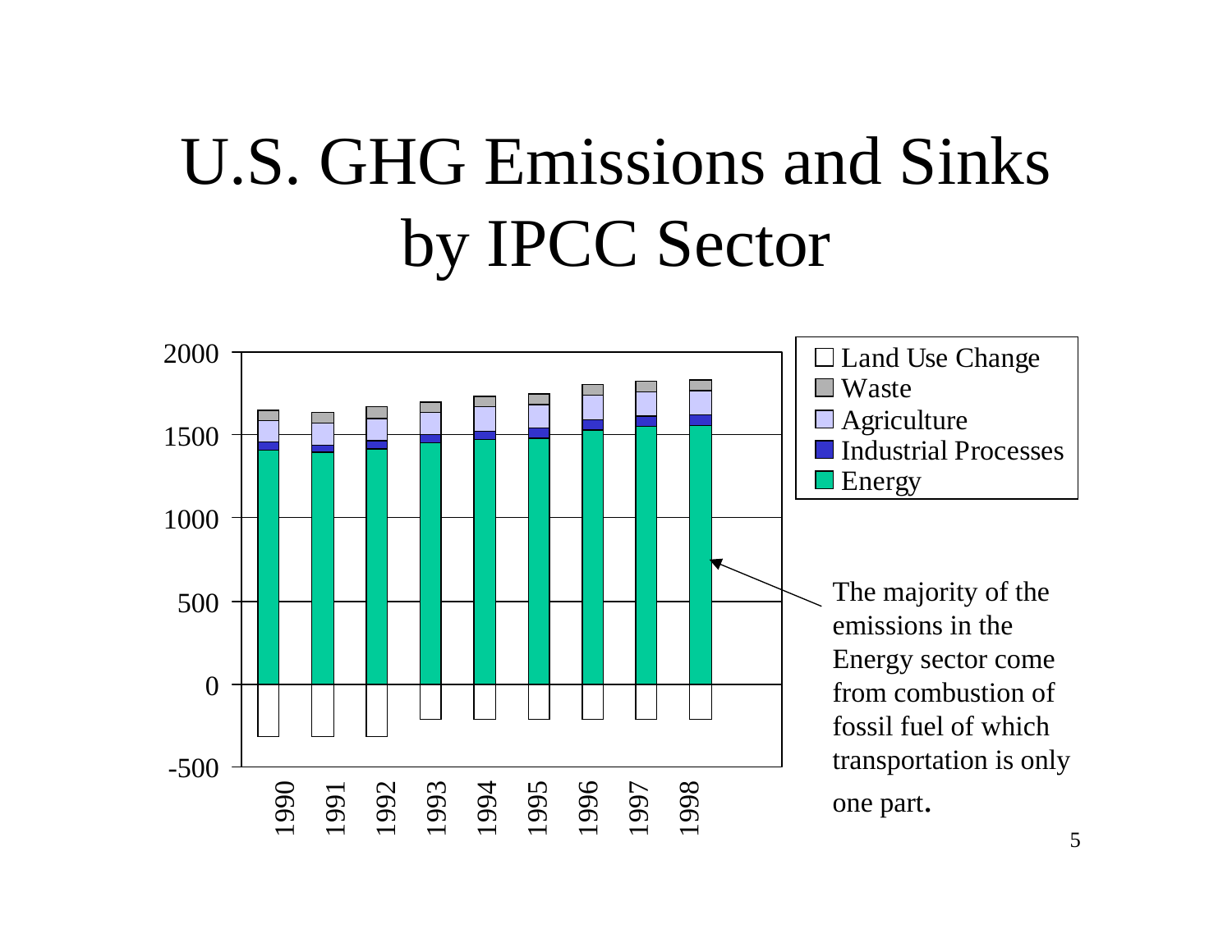# U.S. GHG Emissions and Sinks by IPCC Sector

- Land Use Change
- Waste
- Agriculture
- Industrial Processes
- Energy

2000

1500

1000

500

0

-500

1990 1991 1992 1993 1994 1995 1996 1997 1998

The majority of the emissions in the Energy sector come from combustion of fossil fuel of which transportation is only one part.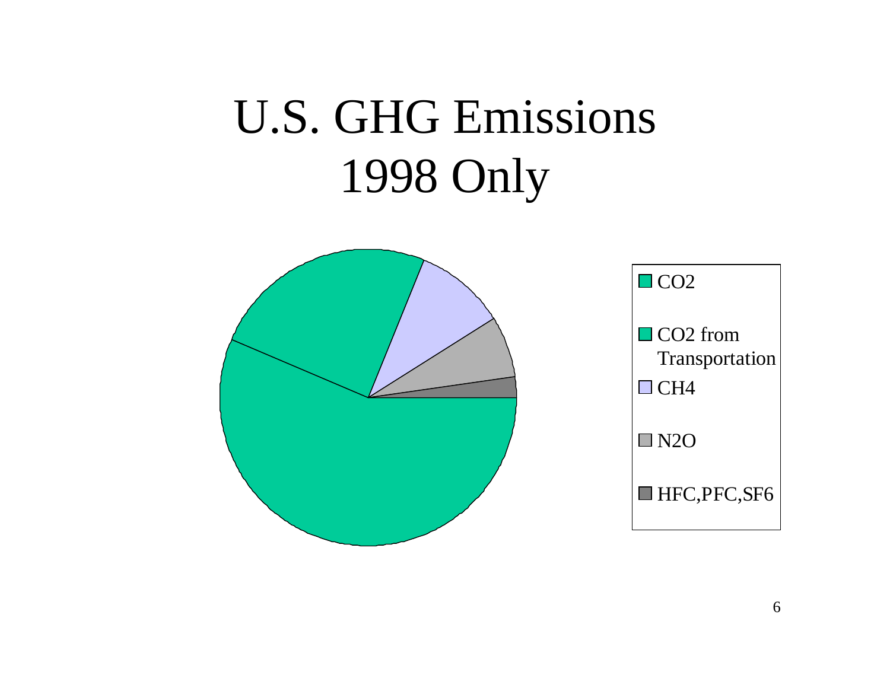# U.S. GHG Emissions 1998 Only

- $CO_2$
- $CO_2$ from Transportation
- $CH_4$
- $N_2O$
- HFC,PFC,$SF_6$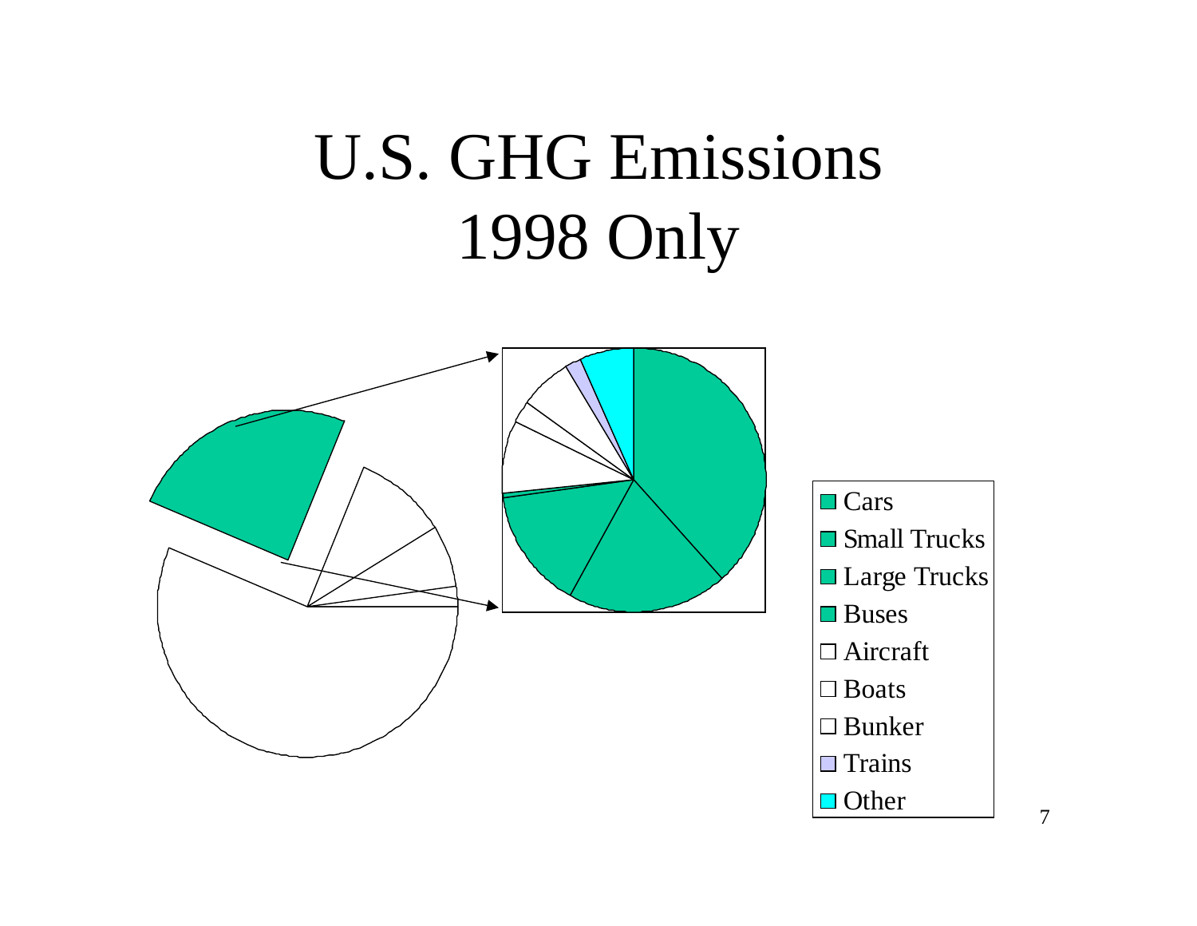# U.S. GHG Emissions 1998 Only

- Cars
- Small Trucks
- Large Trucks
- Buses
- Aircraft
- Boats
- Bunker
- Trains
- Other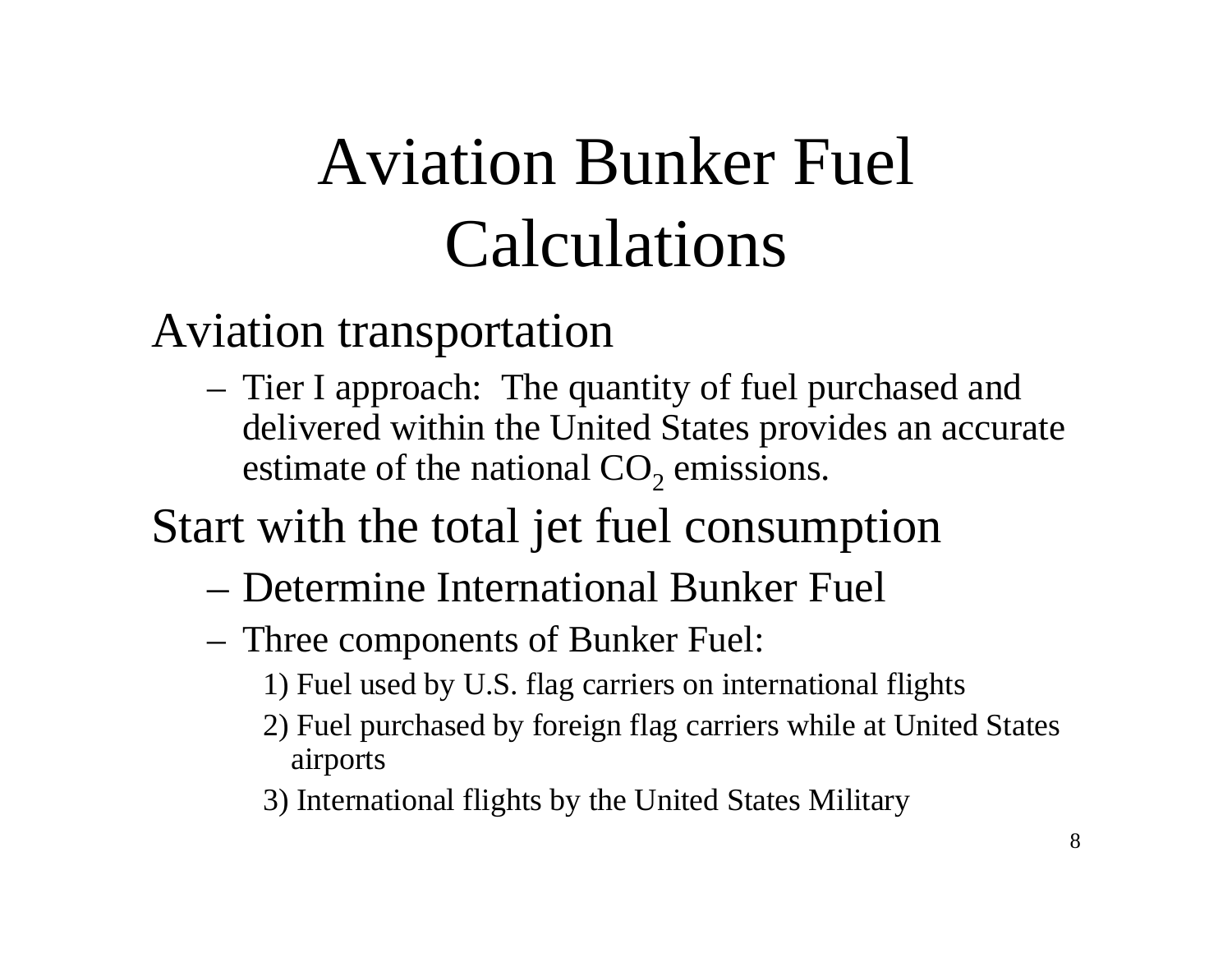# Aviation Bunker Fuel Calculations

- Aviation transportation
  - Tier I approach: The quantity of fuel purchased and delivered within the United States provides an accurate estimate of the national $CO_2$ emissions.
- Start with the total jet fuel consumption
  - Determine International Bunker Fuel
  - Three components of Bunker Fuel:
    1) Fuel used by U.S. flag carriers on international flights
    2) Fuel purchased by foreign flag carriers while at United States airports
    3) International flights by the United States Military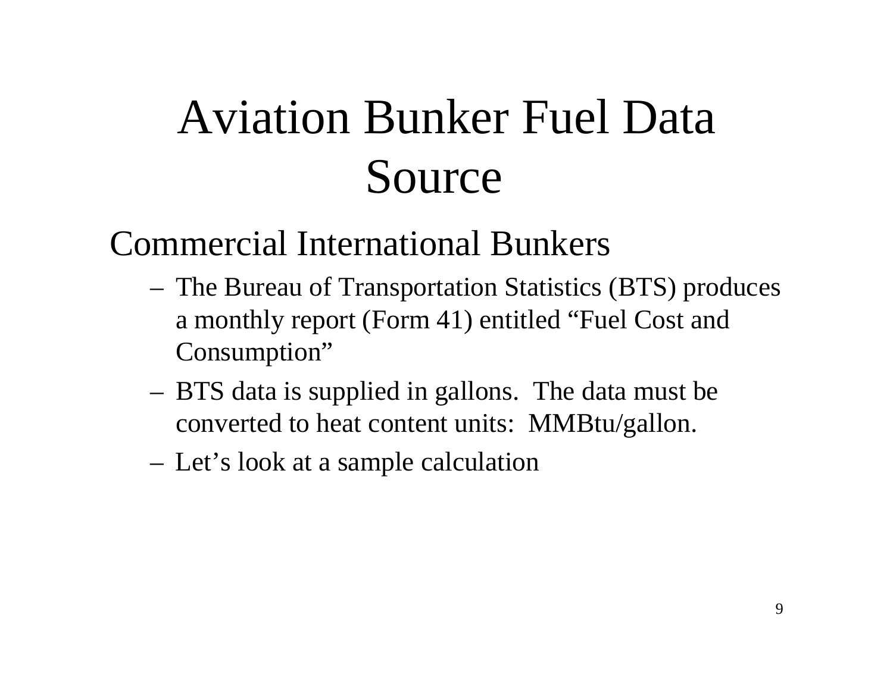# Aviation Bunker Fuel Data Source

## Commercial International Bunkers

- The Bureau of Transportation Statistics (BTS) produces a monthly report (Form 41) entitled “Fuel Cost and Consumption”
- BTS data is supplied in gallons. The data must be converted to heat content units: MMBtu/gallon.
- Let’s look at a sample calculation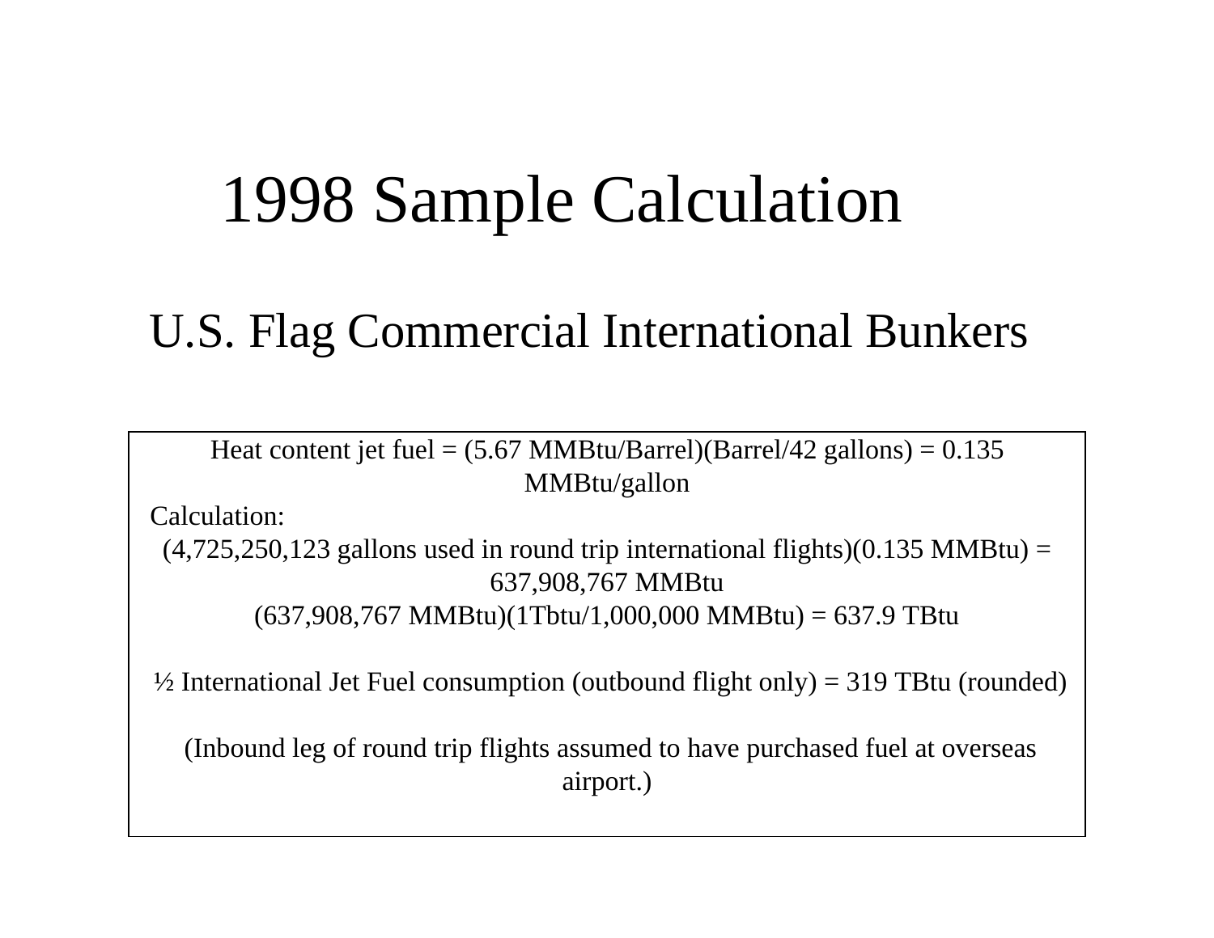# 1998 Sample Calculation

## U.S. Flag Commercial International Bunkers

Heat content jet fuel = (5.67 MMBtu/Barrel)(Barrel/42 gallons) = 0.135 MMBtu/gallon

Calculation:

(4,725,250,123 gallons used in round trip international flights)(0.135 MMBtu) = 637,908,767 MMBtu

(637,908,767 MMBtu)(1Tbtu/1,000,000 MMBtu) = 637.9 TBtu

½ International Jet Fuel consumption (outbound flight only) = 319 TBtu (rounded)

(Inbound leg of round trip flights assumed to have purchased fuel at overseas airport.)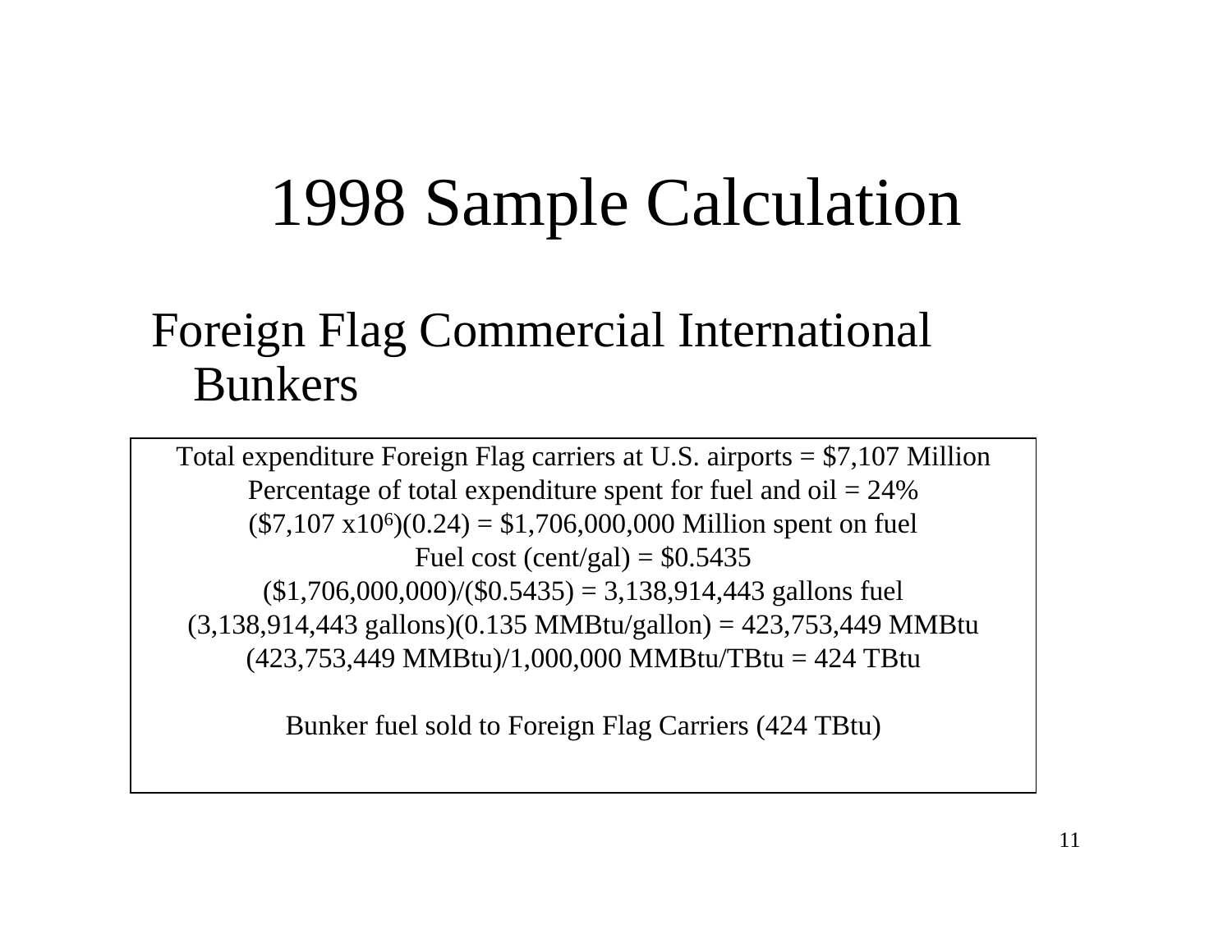# 1998 Sample Calculation

## Foreign Flag Commercial International Bunkers

Total expenditure Foreign Flag carriers at U.S. airports = $7,107 Million

Percentage of total expenditure spent for fuel and oil = 24%

($7,107 x$10^6$)(0.24) = $1,706,000,000 Million spent on fuel

Fuel cost (cent/gal) = $0.5435

($1,706,000,000)/($0.5435) = 3,138,914,443 gallons fuel

(3,138,914,443 gallons)(0.135 MMBtu/gallon) = 423,753,449 MMBtu

(423,753,449 MMBtu)/1,000,000 MMBtu/TBtu = 424 TBtu

Bunker fuel sold to Foreign Flag Carriers (424 TBtu)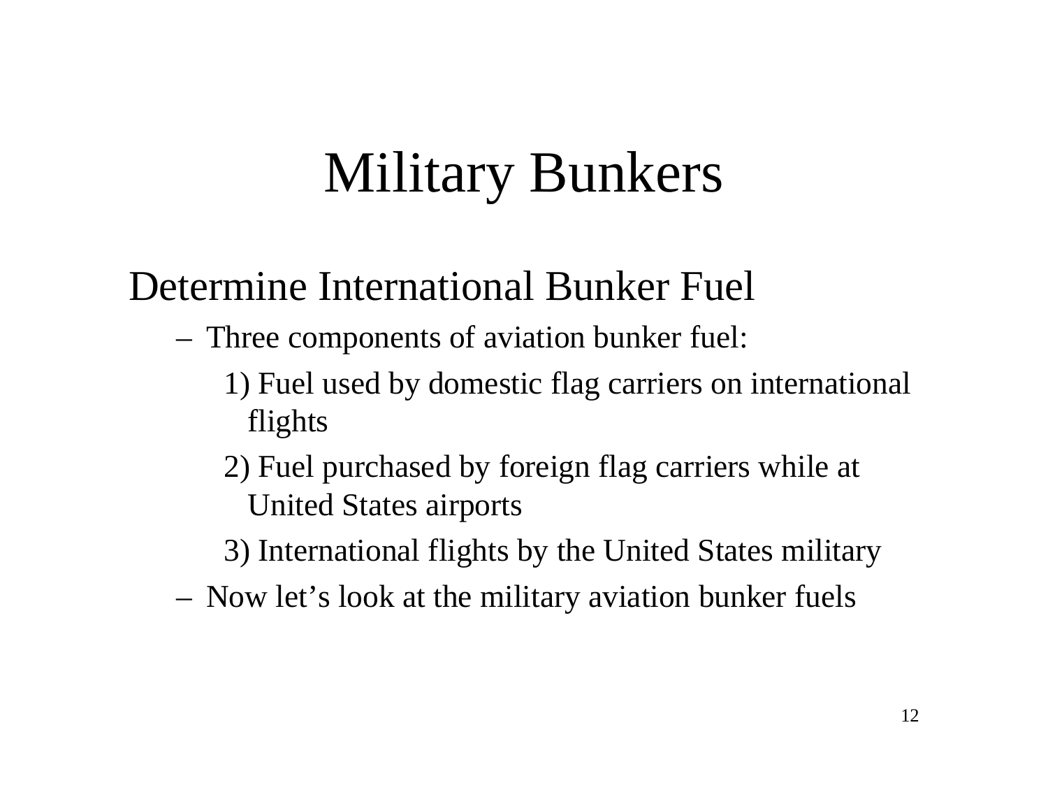# Military Bunkers

## Determine International Bunker Fuel

- Three components of aviation bunker fuel:
  1) Fuel used by domestic flag carriers on international flights
  2) Fuel purchased by foreign flag carriers while at United States airports
  3) International flights by the United States military
- Now let's look at the military aviation bunker fuels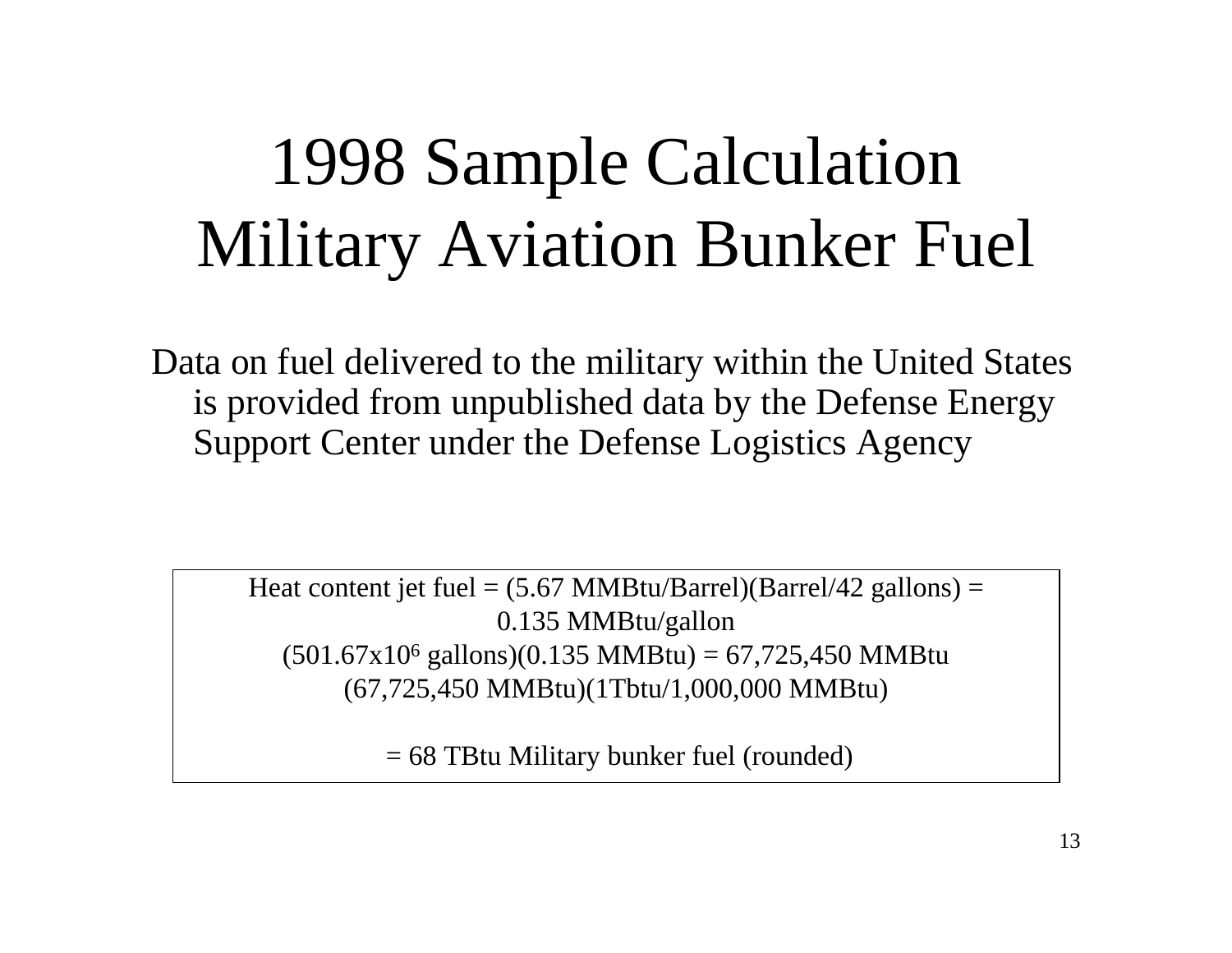# 1998 Sample Calculation Military Aviation Bunker Fuel

Data on fuel delivered to the military within the United States is provided from unpublished data by the Defense Energy Support Center under the Defense Logistics Agency

Heat content jet fuel = (5.67 MMBtu/Barrel)(Barrel/42 gallons) = 0.135 MMBtu/gallon

($501.67 \times 10^6$ gallons)(0.135 MMBtu) = 67,725,450 MMBtu

(67,725,450 MMBtu)(1Tbtu/1,000,000 MMBtu)

= 68 TBtu Military bunker fuel (rounded)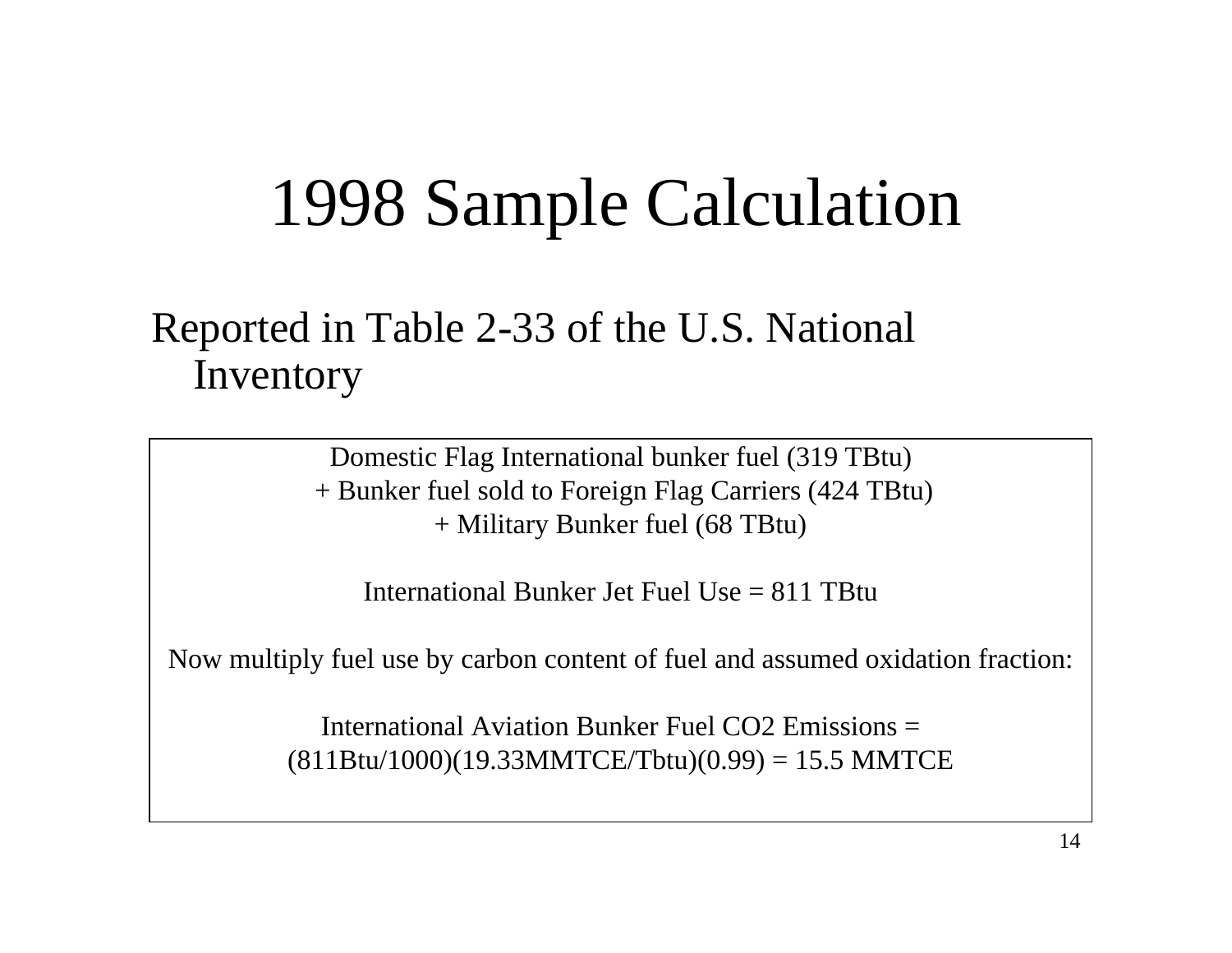# 1998 Sample Calculation

Reported in Table 2-33 of the U.S. National Inventory

Domestic Flag International bunker fuel (319 TBtu)
+ Bunker fuel sold to Foreign Flag Carriers (424 TBtu)
+ Military Bunker fuel (68 TBtu)

International Bunker Jet Fuel Use = 811 TBtu

Now multiply fuel use by carbon content of fuel and assumed oxidation fraction:

International Aviation Bunker Fuel $CO_2$ Emissions =
(811Btu/1000)(19.33MMTCE/Tbtu)(0.99) = 15.5 MMTCE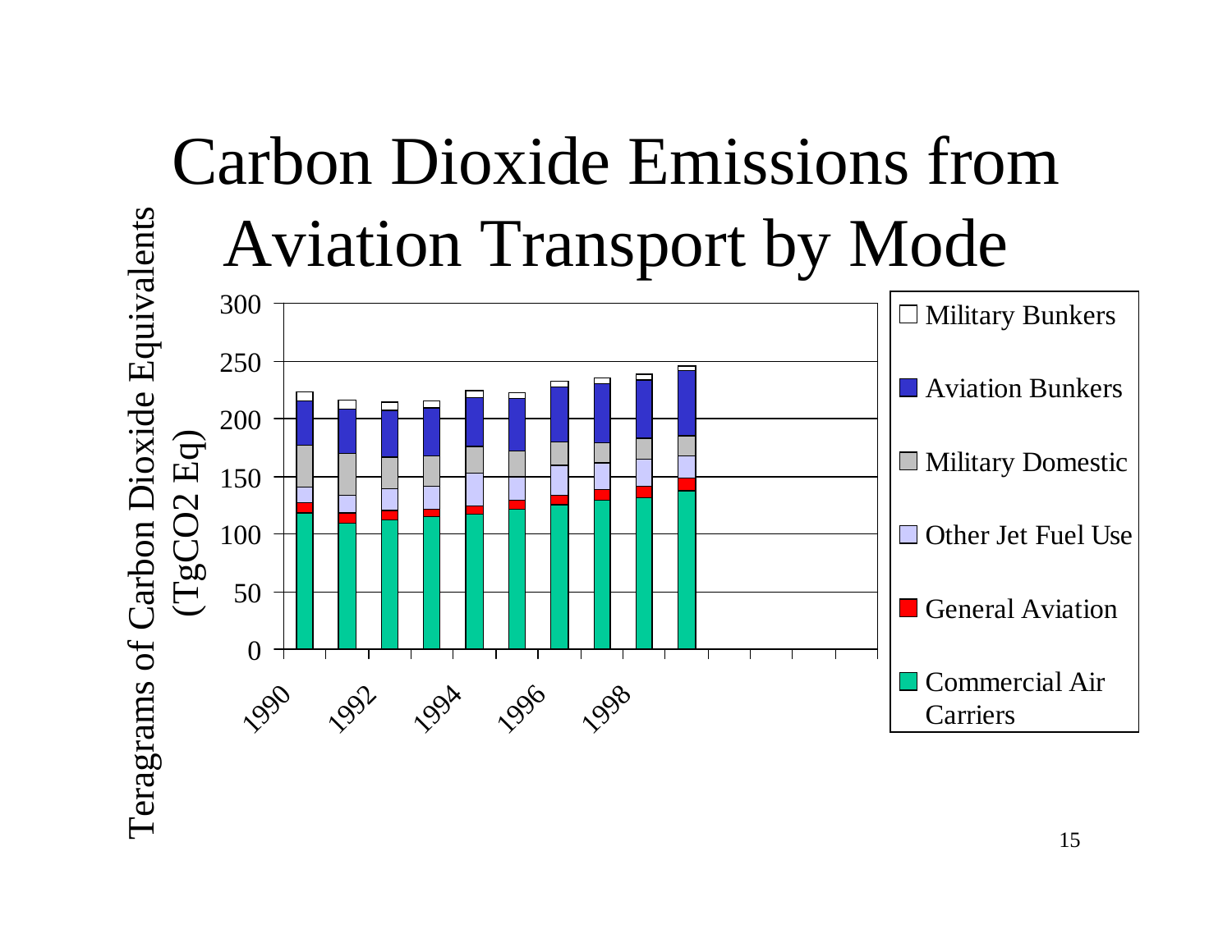# Carbon Dioxide Emissions from Aviation Transport by Mode

Teragrams of Carbon Dioxide Equivalents ($TgCO_2$ Eq)

300
250
200
150
100
50
0

1990 1992 1994 1996 1998

- Military Bunkers
- Aviation Bunkers
- Military Domestic
- Other Jet Fuel Use
- General Aviation
- Commercial Air Carriers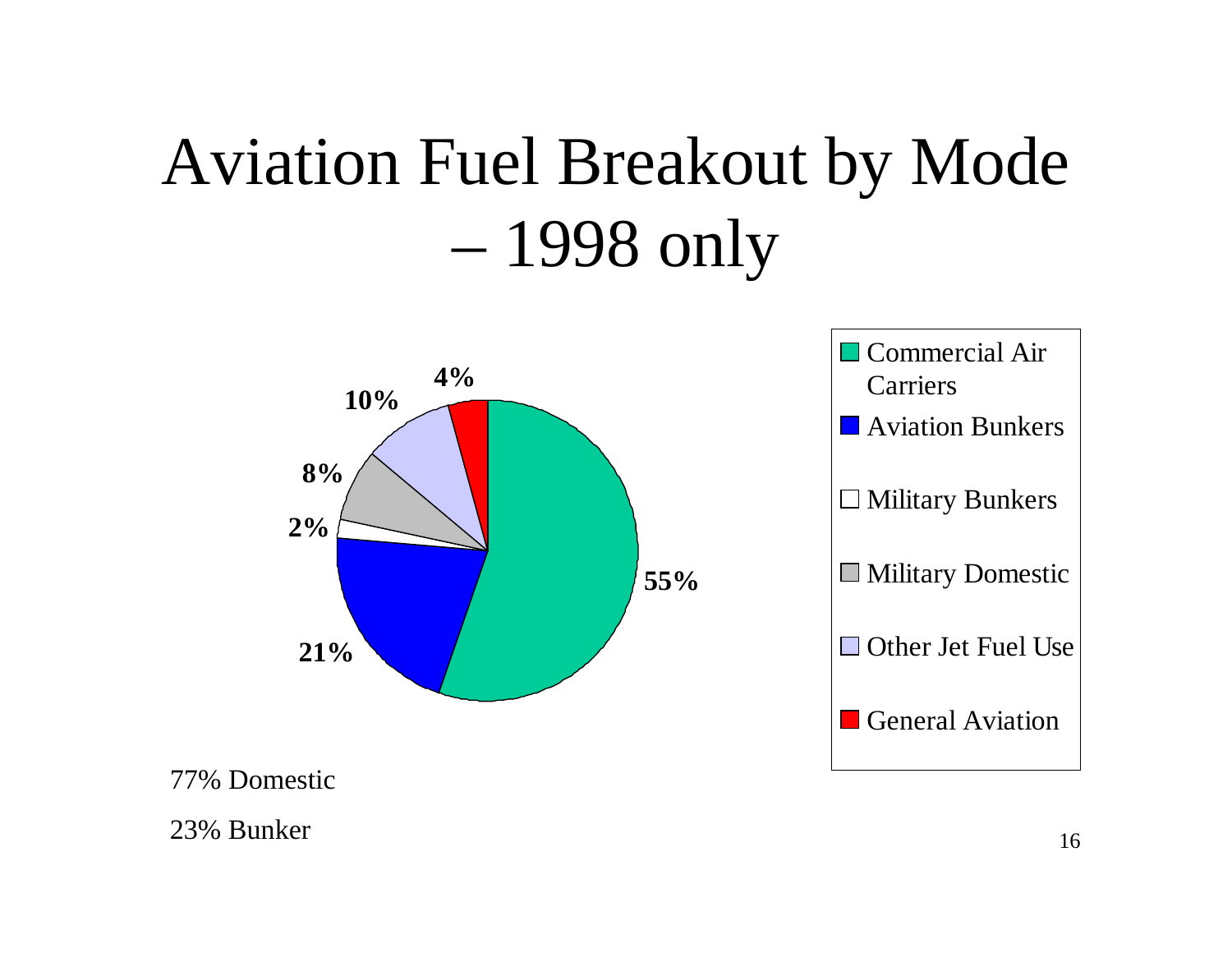# Aviation Fuel Breakout by Mode – 1998 only

| Mode | Share |
| --- | --- |
| Commercial Air Carriers | 55% |
| Aviation Bunkers | 21% |
| Military Bunkers | 2% |
| Military Domestic | 8% |
| Other Jet Fuel Use | 10% |
| General Aviation | 4% |

77% Domestic

23% Bunker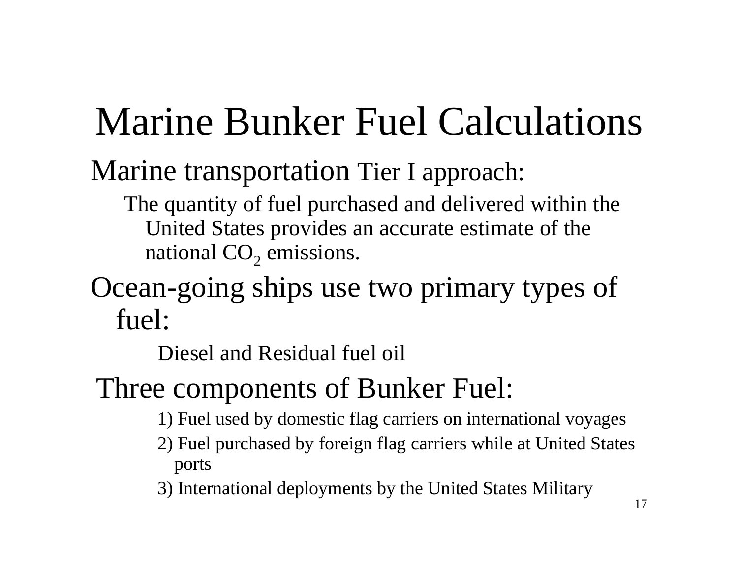# Marine Bunker Fuel Calculations

Marine transportation Tier I approach:

The quantity of fuel purchased and delivered within the United States provides an accurate estimate of the national $CO_2$ emissions.

Ocean-going ships use two primary types of fuel:

Diesel and Residual fuel oil

Three components of Bunker Fuel:

1) Fuel used by domestic flag carriers on international voyages
2) Fuel purchased by foreign flag carriers while at United States ports
3) International deployments by the United States Military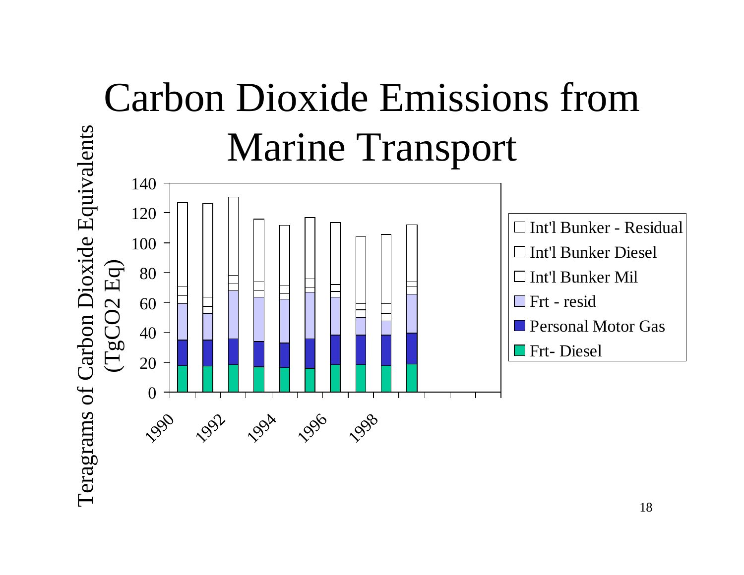# Carbon Dioxide Emissions from Marine Transport

Teragrams of Carbon Dioxide Equivalents (TgCO2 Eq)

140
120
100
80
60
40
20
0

1990 1992 1994 1996 1998

- Int'l Bunker - Residual
- Int'l Bunker Diesel
- Int'l Bunker Mil
- Frt - resid
- Personal Motor Gas
- Frt- Diesel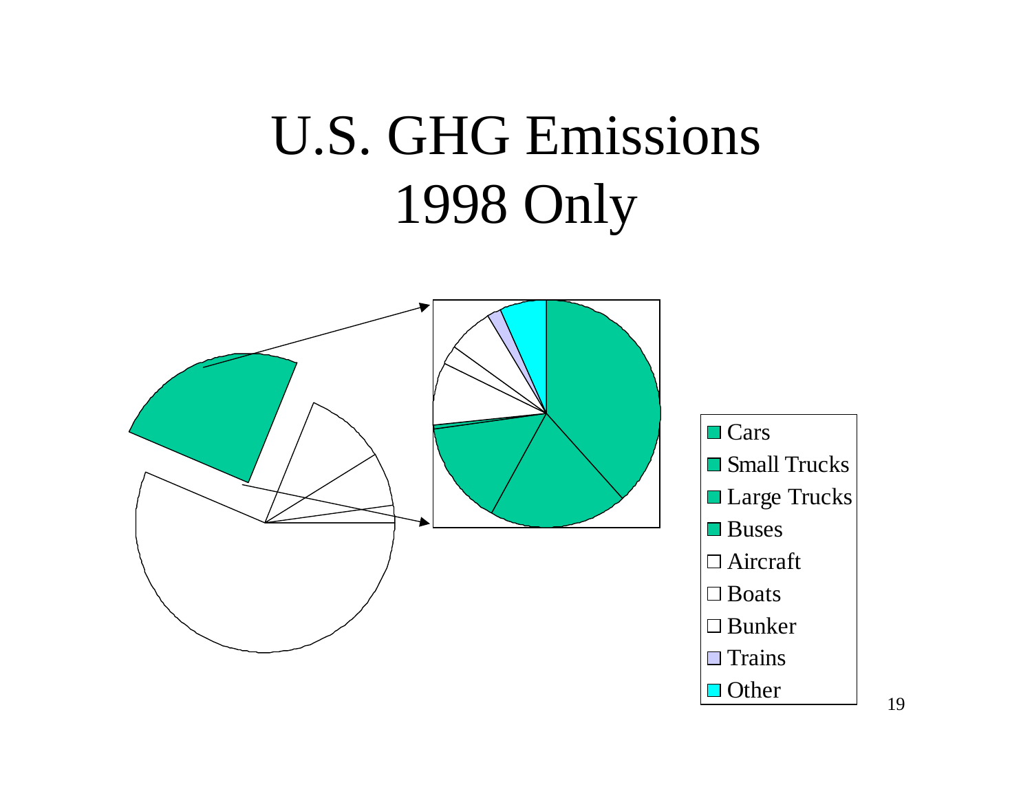# U.S. GHG Emissions 1998 Only

- Cars
- Small Trucks
- Large Trucks
- Buses
- Aircraft
- Boats
- Bunker
- Trains
- Other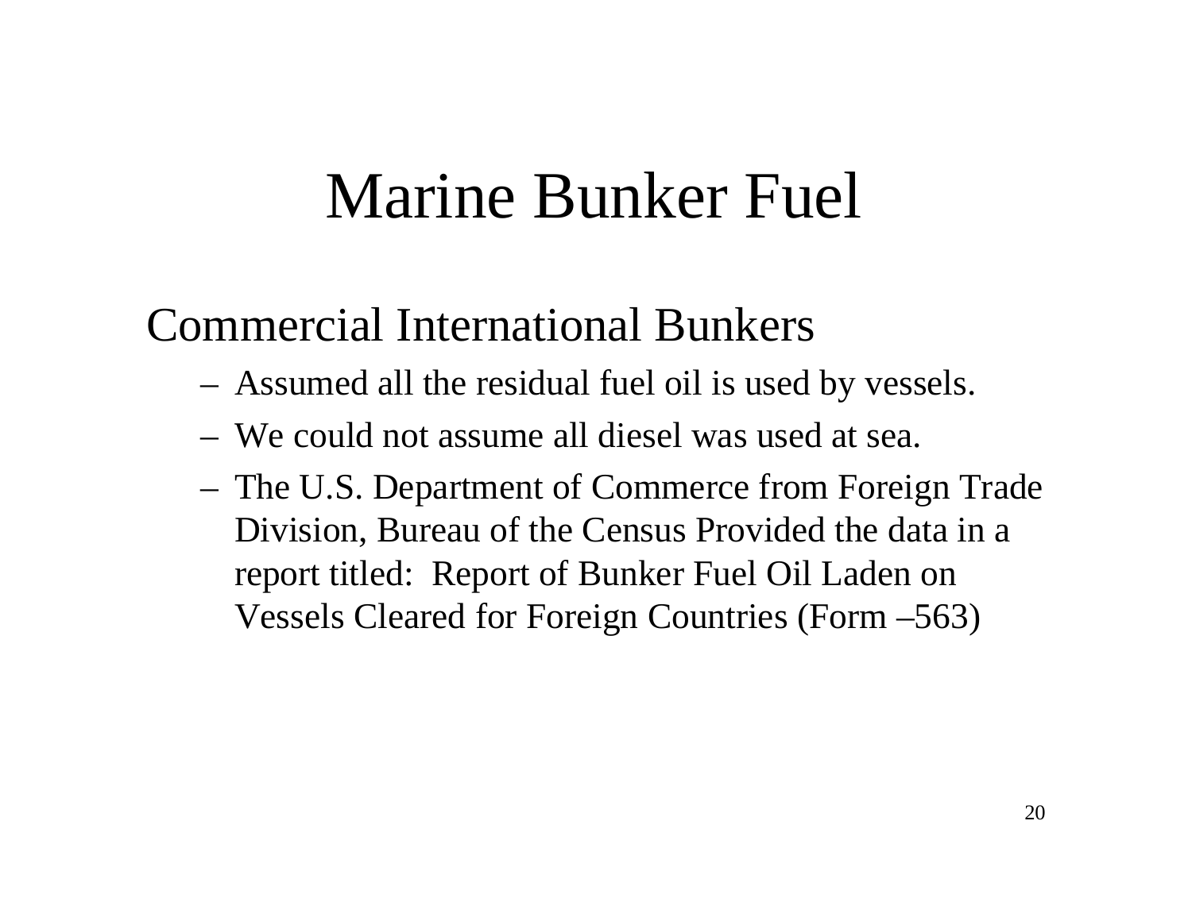# Marine Bunker Fuel

## Commercial International Bunkers

- Assumed all the residual fuel oil is used by vessels.
- We could not assume all diesel was used at sea.
- The U.S. Department of Commerce from Foreign Trade Division, Bureau of the Census Provided the data in a report titled: Report of Bunker Fuel Oil Laden on Vessels Cleared for Foreign Countries (Form –563)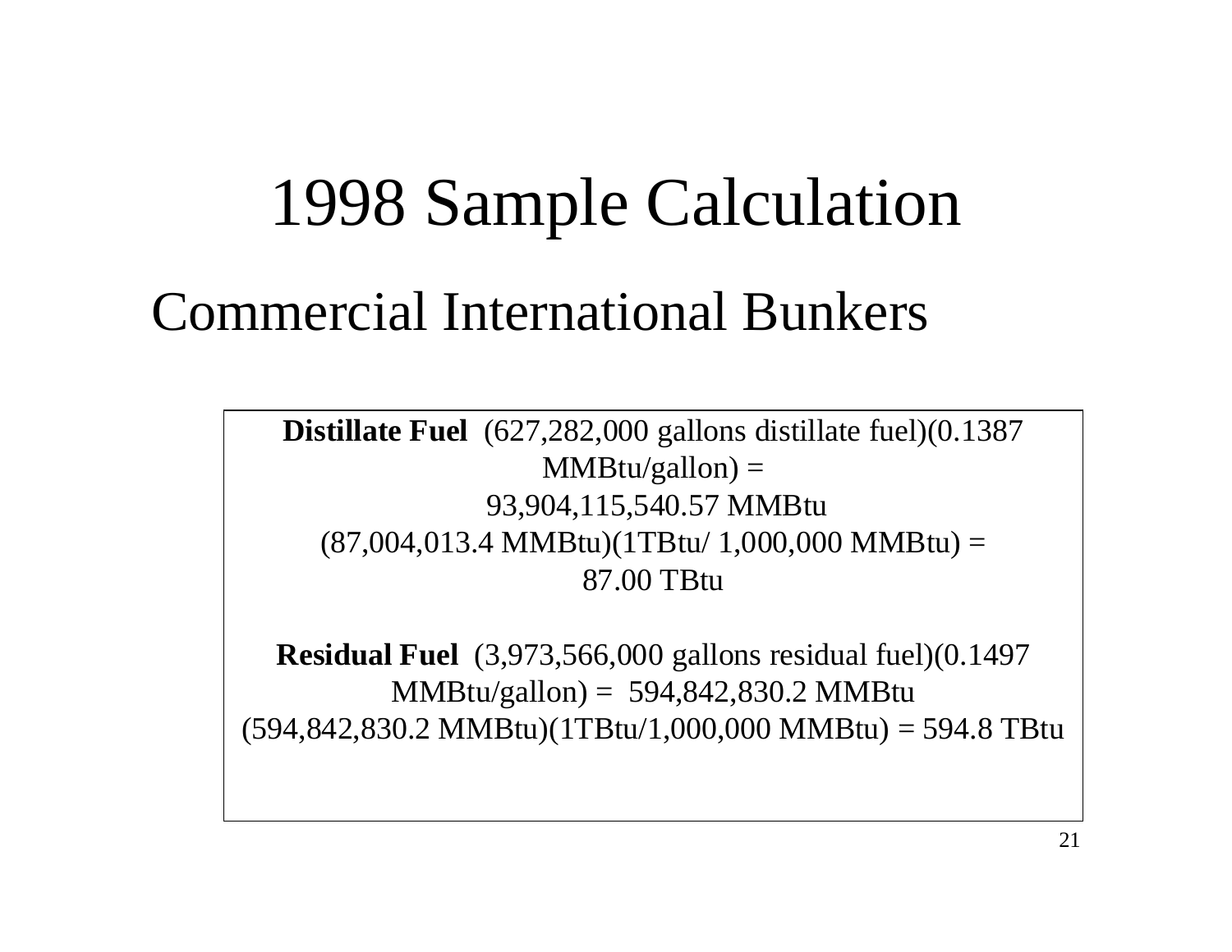# 1998 Sample Calculation

## Commercial International Bunkers

**Distillate Fuel** (627,282,000 gallons distillate fuel)(0.1387 MMBtu/gallon) =
93,904,115,540.57 MMBtu
(87,004,013.4 MMBtu)(1TBtu/ 1,000,000 MMBtu) =
87.00 TBtu

**Residual Fuel** (3,973,566,000 gallons residual fuel)(0.1497 MMBtu/gallon) = 594,842,830.2 MMBtu
(594,842,830.2 MMBtu)(1TBtu/1,000,000 MMBtu) = 594.8 TBtu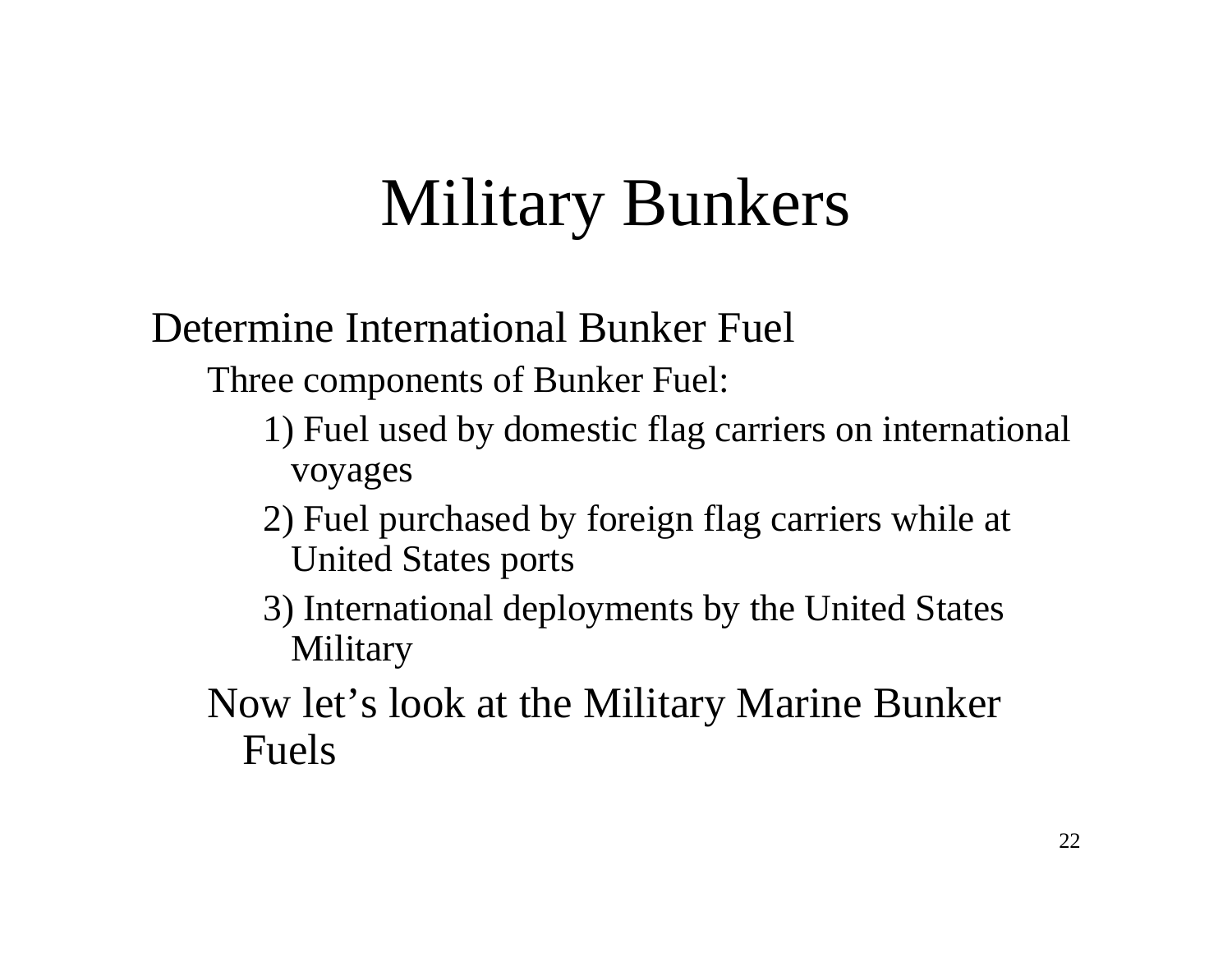# Military Bunkers

- Determine International Bunker Fuel
  - Three components of Bunker Fuel:
    - 1) Fuel used by domestic flag carriers on international voyages
    - 2) Fuel purchased by foreign flag carriers while at United States ports
    - 3) International deployments by the United States Military
  - Now let's look at the Military Marine Bunker Fuels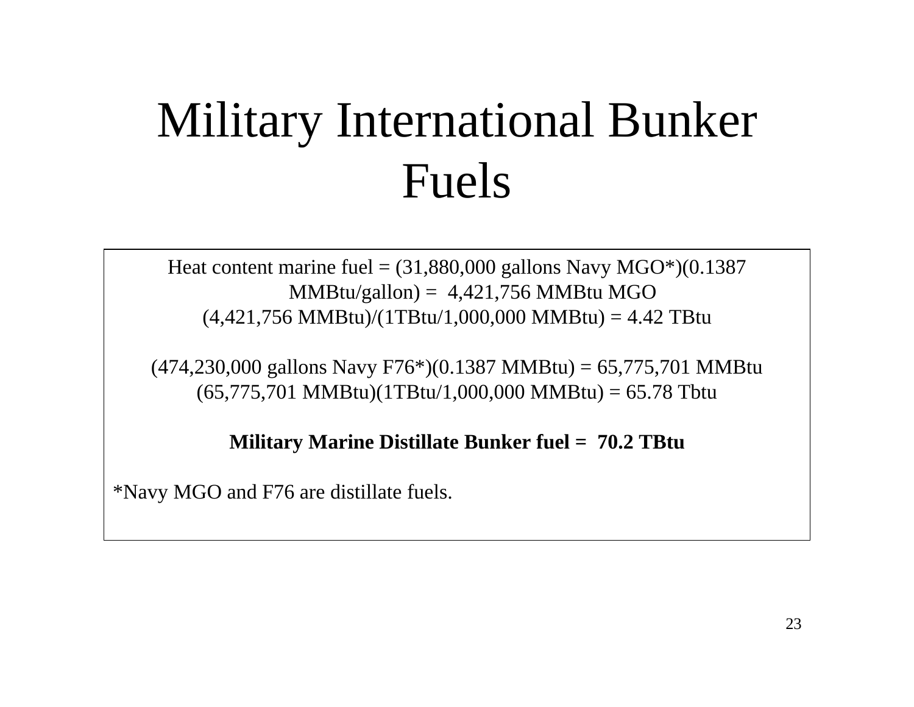# Military International Bunker Fuels

Heat content marine fuel = (31,880,000 gallons Navy MGO*)(0.1387 MMBtu/gallon) = 4,421,756 MMBtu MGO

(4,421,756 MMBtu)/(1TBtu/1,000,000 MMBtu) = 4.42 TBtu

(474,230,000 gallons Navy F76*)(0.1387 MMBtu) = 65,775,701 MMBtu

(65,775,701 MMBtu)(1TBtu/1,000,000 MMBtu) = 65.78 Tbtu

**Military Marine Distillate Bunker fuel = 70.2 TBtu**

*Navy MGO and F76 are distillate fuels.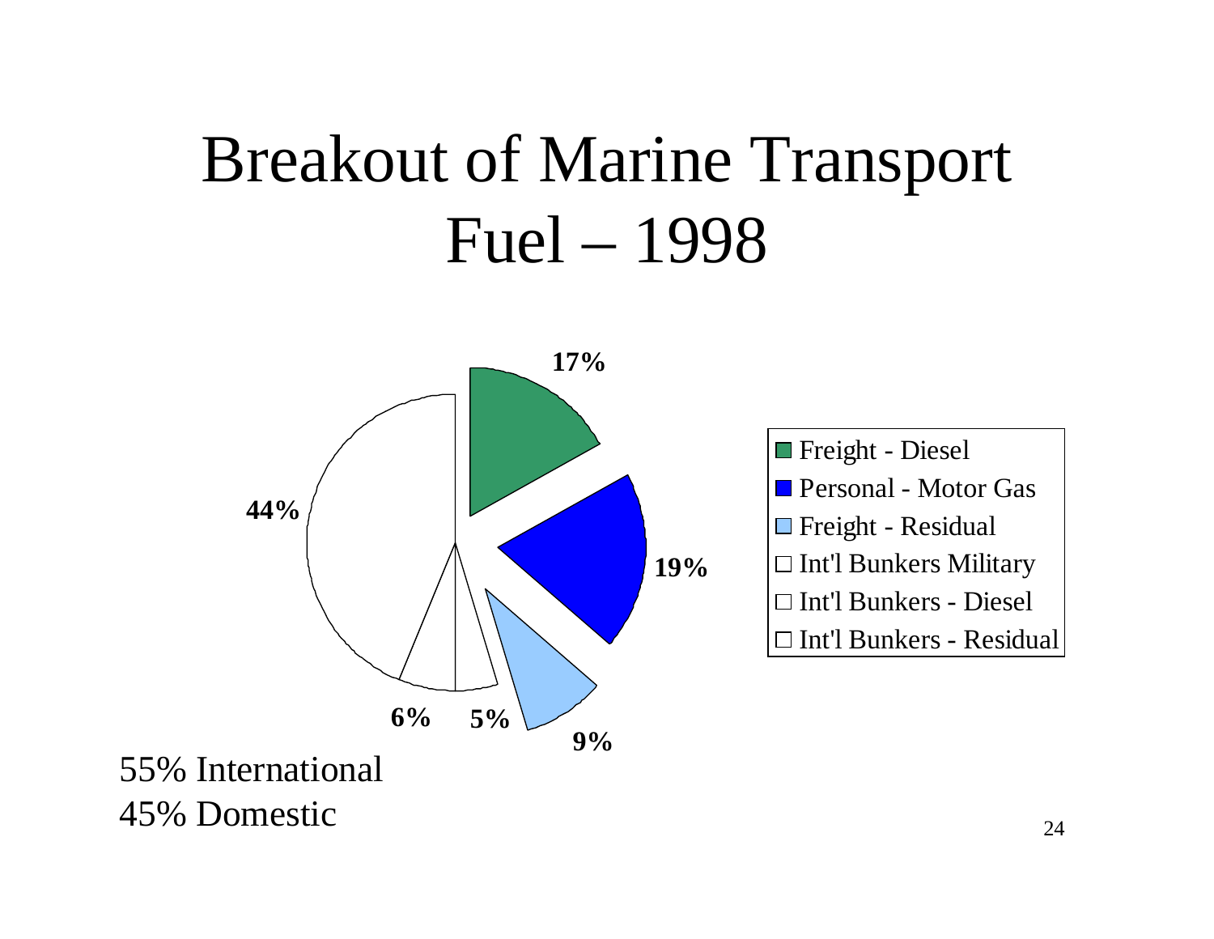# Breakout of Marine Transport Fuel – 1998

| Category | Share |
|---|---|
| Freight - Diesel | 17% |
| Personal - Motor Gas | 19% |
| Freight - Residual | 9% |
| Int'l Bunkers Military | 5% |
| Int'l Bunkers - Diesel | 6% |
| Int'l Bunkers - Residual | 44% |

55% International

45% Domestic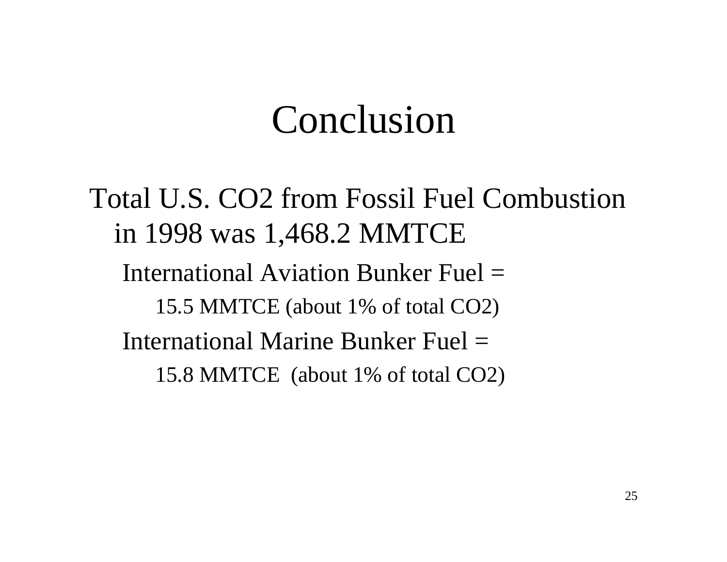# Conclusion

Total U.S. $CO_2$ from Fossil Fuel Combustion in 1998 was 1,468.2 MMTCE

- International Aviation Bunker Fuel =
  - 15.5 MMTCE (about 1% of total $CO_2$)
- International Marine Bunker Fuel =
  - 15.8 MMTCE (about 1% of total $CO_2$)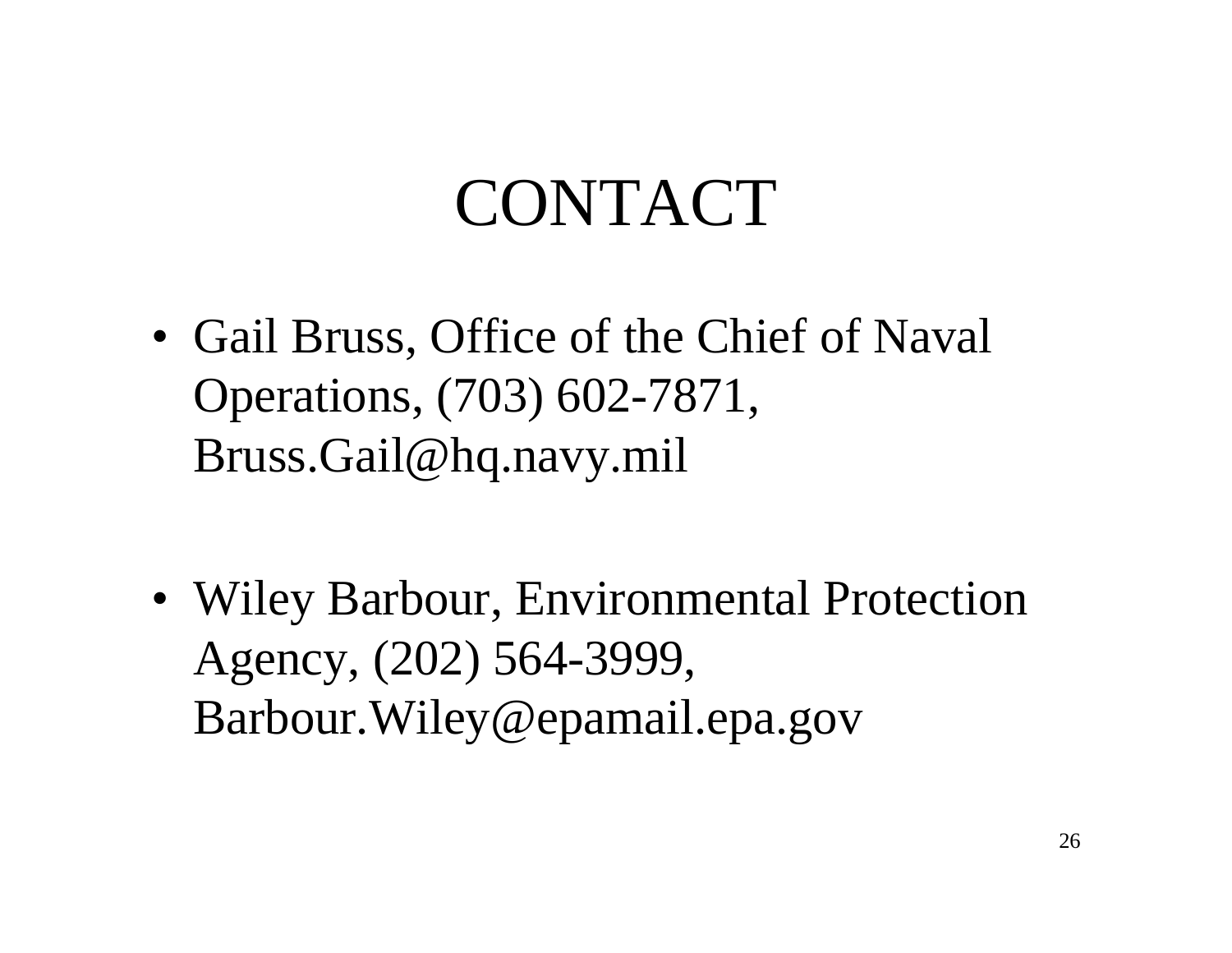# CONTACT

- Gail Bruss, Office of the Chief of Naval Operations, (703) 602-7871, Bruss.Gail@hq.navy.mil

- Wiley Barbour, Environmental Protection Agency, (202) 564-3999, Barbour.Wiley@epamail.epa.gov